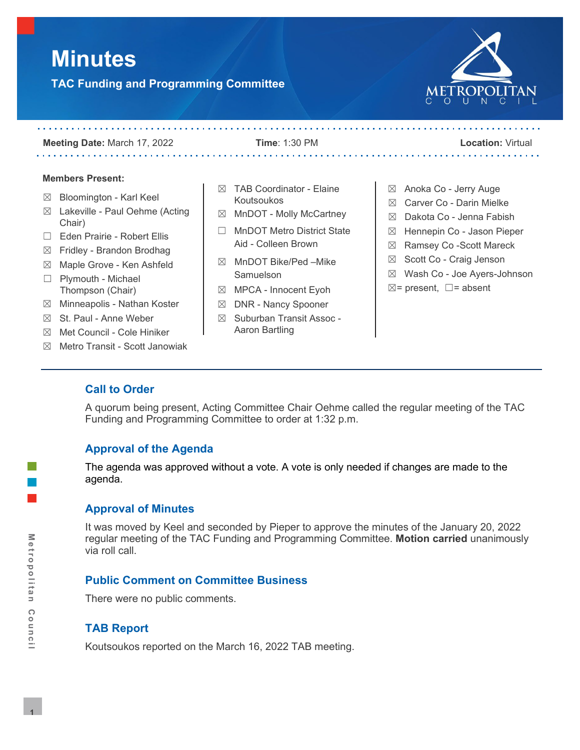# Minutes

## TAC Funding and Programming Committee

**Meeting Date:** March 17, 2022 **Time**: 1:30 PM **Location:** Virtual

**Members Present:**

- ☒ Bloomington - Karl Keel
- ☒ Lakeville - Paul Oehme (Acting Chair)
- ☐ Eden Prairie - Robert Ellis
- ☒ Fridley - Brandon Brodhag
- ☒ Maple Grove - Ken Ashfeld
- ☐ Plymouth - Michael Thompson (Chair)
- ☒ Minneapolis - Nathan Koster
- ☒ St. Paul - Anne Weber
- ☒ Met Council - Cole Hiniker
- ☒ Metro Transit - Scott Janowiak
- ☒ TAB Coordinator - Elaine Koutsoukos
- ☒ MnDOT - Molly McCartney
- ☐ MnDOT Metro District State Aid - Colleen Brown
- ☒ MnDOT Bike/Ped –Mike Samuelson
- ☒ MPCA - Innocent Eyoh
- ☒ DNR - Nancy Spooner
- ☒ Suburban Transit Assoc - Aaron Bartling
- ☒ Anoka Co - Jerry Auge
- ☒ Carver Co - Darin Mielke
- ☒ Dakota Co - Jenna Fabish
- ☒ Hennepin Co - Jason Pieper
- ☒ Ramsey Co -Scott Mareck
- ☒ Scott Co - Craig Jenson
- ☒ Wash Co - Joe Ayers-Johnson

☒= present, ☐= absent

### Call to Order

A quorum being present, Acting Committee Chair Oehme called the regular meeting of the TAC Funding and Programming Committee to order at 1:32 p.m.

### Approval of the Agenda

The agenda was approved without a vote. A vote is only needed if changes are made to the agenda.

### Approval of Minutes

It was moved by Keel and seconded by Pieper to approve the minutes of the January 20, 2022 regular meeting of the TAC Funding and Programming Committee. **Motion carried** unanimously via roll call.

### Public Comment on Committee Business

There were no public comments.

### TAB Report

Koutsoukos reported on the March 16, 2022 TAB meeting.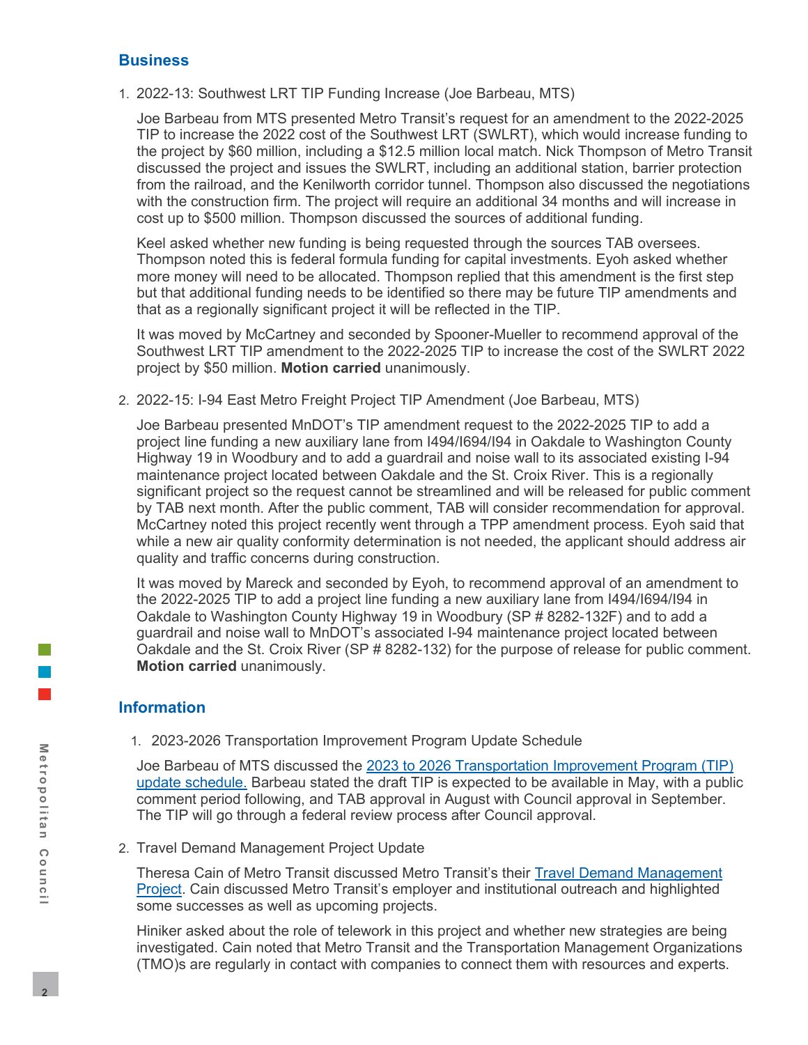## Business

1. 2022-13: Southwest LRT TIP Funding Increase (Joe Barbeau, MTS)

   Joe Barbeau from MTS presented Metro Transit's request for an amendment to the 2022-2025 TIP to increase the 2022 cost of the Southwest LRT (SWLRT), which would increase funding to the project by $60 million, including a $12.5 million local match. Nick Thompson of Metro Transit discussed the project and issues the SWLRT, including an additional station, barrier protection from the railroad, and the Kenilworth corridor tunnel. Thompson also discussed the negotiations with the construction firm. The project will require an additional 34 months and will increase in cost up to $500 million. Thompson discussed the sources of additional funding.

   Keel asked whether new funding is being requested through the sources TAB oversees. Thompson noted this is federal formula funding for capital investments. Eyoh asked whether more money will need to be allocated. Thompson replied that this amendment is the first step but that additional funding needs to be identified so there may be future TIP amendments and that as a regionally significant project it will be reflected in the TIP.

   It was moved by McCartney and seconded by Spooner-Mueller to recommend approval of the Southwest LRT TIP amendment to the 2022-2025 TIP to increase the cost of the SWLRT 2022 project by $50 million. **Motion carried** unanimously.

2. 2022-15: I-94 East Metro Freight Project TIP Amendment (Joe Barbeau, MTS)

   Joe Barbeau presented MnDOT's TIP amendment request to the 2022-2025 TIP to add a project line funding a new auxiliary lane from I494/I694/I94 in Oakdale to Washington County Highway 19 in Woodbury and to add a guardrail and noise wall to its associated existing I-94 maintenance project located between Oakdale and the St. Croix River. This is a regionally significant project so the request cannot be streamlined and will be released for public comment by TAB next month. After the public comment, TAB will consider recommendation for approval. McCartney noted this project recently went through a TPP amendment process. Eyoh said that while a new air quality conformity determination is not needed, the applicant should address air quality and traffic concerns during construction.

   It was moved by Mareck and seconded by Eyoh, to recommend approval of an amendment to the 2022-2025 TIP to add a project line funding a new auxiliary lane from I494/I694/I94 in Oakdale to Washington County Highway 19 in Woodbury (SP # 8282-132F) and to add a guardrail and noise wall to MnDOT's associated I-94 maintenance project located between Oakdale and the St. Croix River (SP # 8282-132) for the purpose of release for public comment. **Motion carried** unanimously.

## Information

1. 2023-2026 Transportation Improvement Program Update Schedule

   Joe Barbeau of MTS discussed the [2023 to 2026 Transportation Improvement Program (TIP) update schedule.](#) Barbeau stated the draft TIP is expected to be available in May, with a public comment period following, and TAB approval in August with Council approval in September. The TIP will go through a federal review process after Council approval.

2. Travel Demand Management Project Update

   Theresa Cain of Metro Transit discussed Metro Transit's their [Travel Demand Management Project](#). Cain discussed Metro Transit's employer and institutional outreach and highlighted some successes as well as upcoming projects.

   Hiniker asked about the role of telework in this project and whether new strategies are being investigated. Cain noted that Metro Transit and the Transportation Management Organizations (TMO)s are regularly in contact with companies to connect them with resources and experts.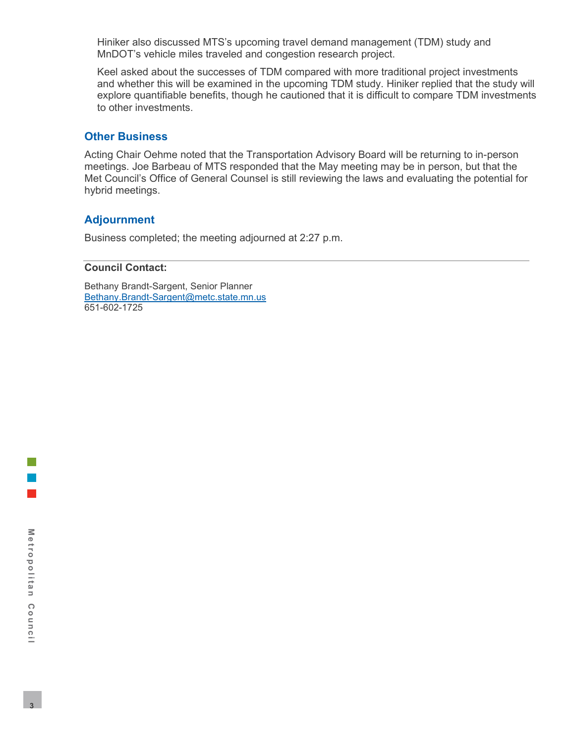Hiniker also discussed MTS's upcoming travel demand management (TDM) study and MnDOT's vehicle miles traveled and congestion research project.

Keel asked about the successes of TDM compared with more traditional project investments and whether this will be examined in the upcoming TDM study. Hiniker replied that the study will explore quantifiable benefits, though he cautioned that it is difficult to compare TDM investments to other investments.

## Other Business

Acting Chair Oehme noted that the Transportation Advisory Board will be returning to in-person meetings. Joe Barbeau of MTS responded that the May meeting may be in person, but that the Met Council's Office of General Counsel is still reviewing the laws and evaluating the potential for hybrid meetings.

## Adjournment

Business completed; the meeting adjourned at 2:27 p.m.

---

**Council Contact:**

Bethany Brandt-Sargent, Senior Planner
Bethany.Brandt-Sargent@metc.state.mn.us
651-602-1725